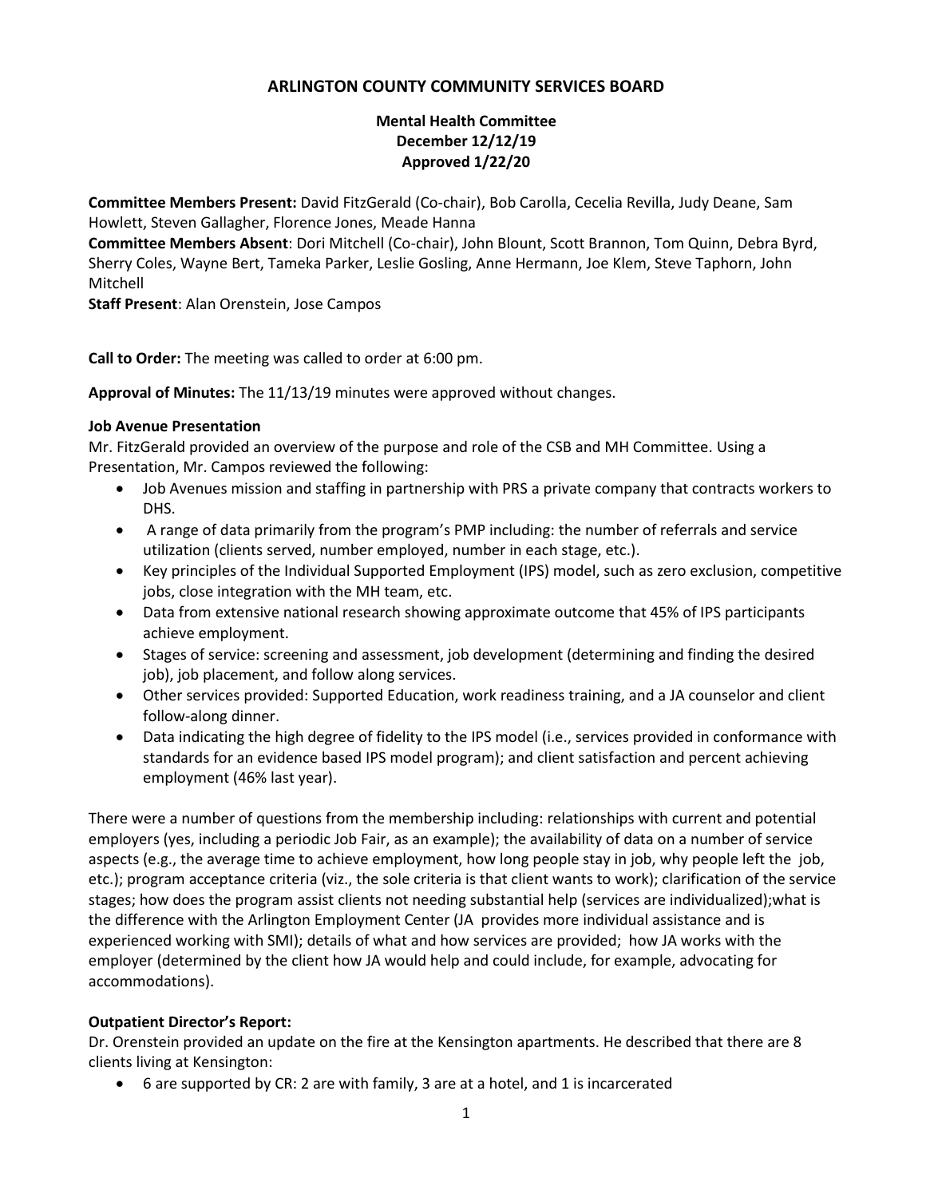# ARLINGTON COUNTY COMMUNITY SERVICES BOARD

**Mental Health Committee**
**December 12/12/19**
**Approved 1/22/20**

**Committee Members Present:** David FitzGerald (Co-chair), Bob Carolla, Cecelia Revilla, Judy Deane, Sam Howlett, Steven Gallagher, Florence Jones, Meade Hanna
**Committee Members Absent**: Dori Mitchell (Co-chair), John Blount, Scott Brannon, Tom Quinn, Debra Byrd, Sherry Coles, Wayne Bert, Tameka Parker, Leslie Gosling, Anne Hermann, Joe Klem, Steve Taphorn, John Mitchell
**Staff Present**: Alan Orenstein, Jose Campos

**Call to Order:** The meeting was called to order at 6:00 pm.

**Approval of Minutes:** The 11/13/19 minutes were approved without changes.

**Job Avenue Presentation**
Mr. FitzGerald provided an overview of the purpose and role of the CSB and MH Committee. Using a Presentation, Mr. Campos reviewed the following:

- Job Avenues mission and staffing in partnership with PRS a private company that contracts workers to DHS.
- A range of data primarily from the program's PMP including: the number of referrals and service utilization (clients served, number employed, number in each stage, etc.).
- Key principles of the Individual Supported Employment (IPS) model, such as zero exclusion, competitive jobs, close integration with the MH team, etc.
- Data from extensive national research showing approximate outcome that 45% of IPS participants achieve employment.
- Stages of service: screening and assessment, job development (determining and finding the desired job), job placement, and follow along services.
- Other services provided: Supported Education, work readiness training, and a JA counselor and client follow-along dinner.
- Data indicating the high degree of fidelity to the IPS model (i.e., services provided in conformance with standards for an evidence based IPS model program); and client satisfaction and percent achieving employment (46% last year).

There were a number of questions from the membership including: relationships with current and potential employers (yes, including a periodic Job Fair, as an example); the availability of data on a number of service aspects (e.g., the average time to achieve employment, how long people stay in job, why people left the job, etc.); program acceptance criteria (viz., the sole criteria is that client wants to work); clarification of the service stages; how does the program assist clients not needing substantial help (services are individualized);what is the difference with the Arlington Employment Center (JA provides more individual assistance and is experienced working with SMI); details of what and how services are provided; how JA works with the employer (determined by the client how JA would help and could include, for example, advocating for accommodations).

**Outpatient Director's Report:**
Dr. Orenstein provided an update on the fire at the Kensington apartments. He described that there are 8 clients living at Kensington:

- 6 are supported by CR: 2 are with family, 3 are at a hotel, and 1 is incarcerated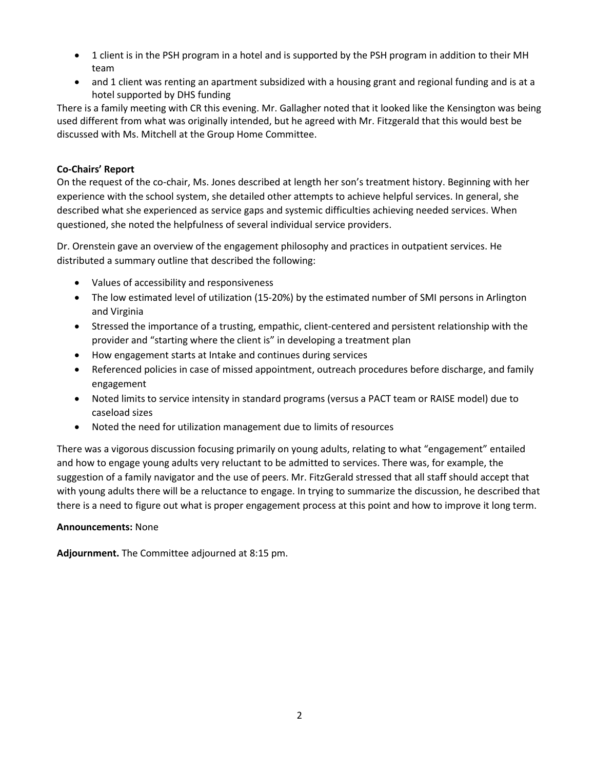- 1 client is in the PSH program in a hotel and is supported by the PSH program in addition to their MH team
- and 1 client was renting an apartment subsidized with a housing grant and regional funding and is at a hotel supported by DHS funding

There is a family meeting with CR this evening. Mr. Gallagher noted that it looked like the Kensington was being used different from what was originally intended, but he agreed with Mr. Fitzgerald that this would best be discussed with Ms. Mitchell at the Group Home Committee.

**Co-Chairs' Report**

On the request of the co-chair, Ms. Jones described at length her son's treatment history. Beginning with her experience with the school system, she detailed other attempts to achieve helpful services. In general, she described what she experienced as service gaps and systemic difficulties achieving needed services. When questioned, she noted the helpfulness of several individual service providers.

Dr. Orenstein gave an overview of the engagement philosophy and practices in outpatient services. He distributed a summary outline that described the following:

- Values of accessibility and responsiveness
- The low estimated level of utilization (15-20%) by the estimated number of SMI persons in Arlington and Virginia
- Stressed the importance of a trusting, empathic, client-centered and persistent relationship with the provider and "starting where the client is" in developing a treatment plan
- How engagement starts at Intake and continues during services
- Referenced policies in case of missed appointment, outreach procedures before discharge, and family engagement
- Noted limits to service intensity in standard programs (versus a PACT team or RAISE model) due to caseload sizes
- Noted the need for utilization management due to limits of resources

There was a vigorous discussion focusing primarily on young adults, relating to what "engagement" entailed and how to engage young adults very reluctant to be admitted to services. There was, for example, the suggestion of a family navigator and the use of peers. Mr. FitzGerald stressed that all staff should accept that with young adults there will be a reluctance to engage. In trying to summarize the discussion, he described that there is a need to figure out what is proper engagement process at this point and how to improve it long term.

**Announcements:** None

**Adjournment.** The Committee adjourned at 8:15 pm.